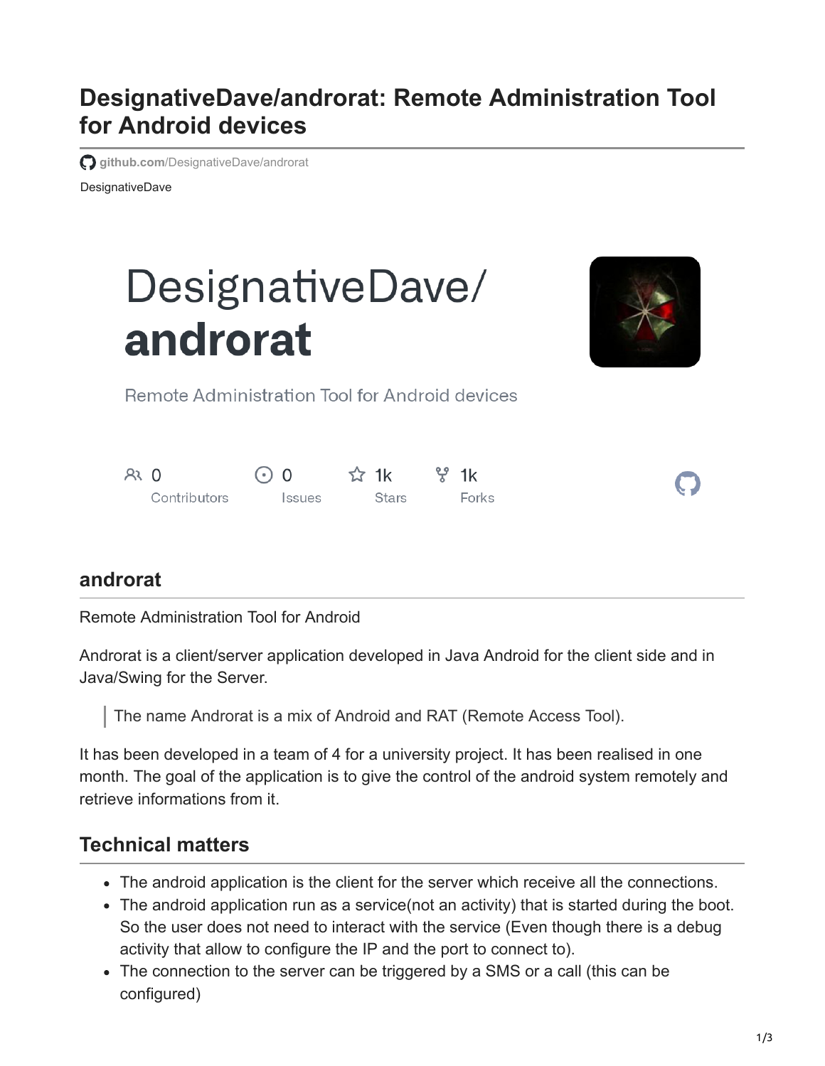# DesignativeDave/androrat: Remote Administration Tool for Android devices

github.com/DesignativeDave/androrat

DesignativeDave

DesignativeDave/
**androrat**

Remote Administration Tool for Android devices

0 Contributors | 0 Issues | 1k Stars | 1k Forks

## androrat

Remote Administration Tool for Android

Androrat is a client/server application developed in Java Android for the client side and in Java/Swing for the Server.

> The name Androrat is a mix of Android and RAT (Remote Access Tool).

It has been developed in a team of 4 for a university project. It has been realised in one month. The goal of the application is to give the control of the android system remotely and retrieve informations from it.

## Technical matters

- The android application is the client for the server which receive all the connections.
- The android application run as a service(not an activity) that is started during the boot. So the user does not need to interact with the service (Even though there is a debug activity that allow to configure the IP and the port to connect to).
- The connection to the server can be triggered by a SMS or a call (this can be configured)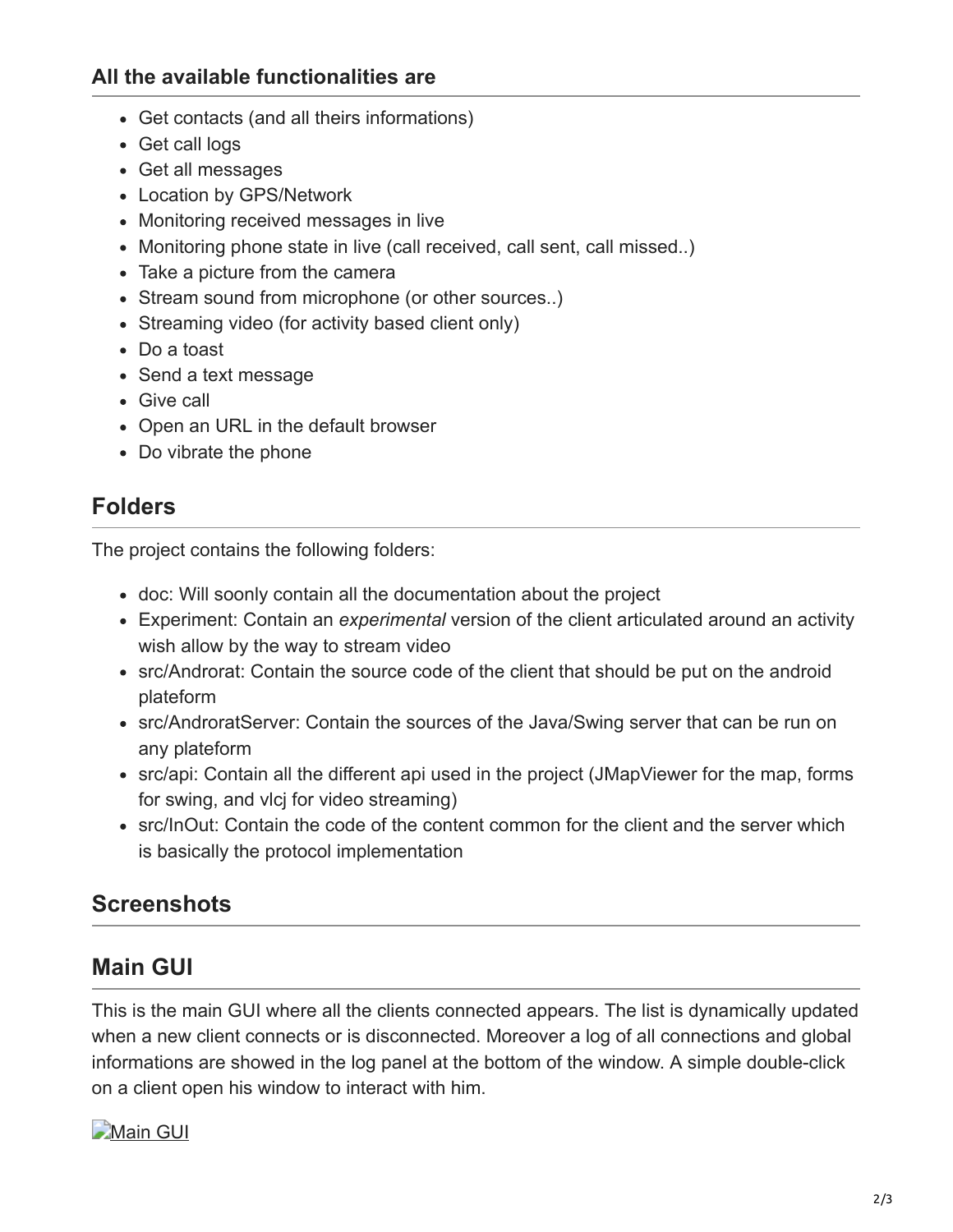#### All the available functionalities are

- Get contacts (and all theirs informations)
- Get call logs
- Get all messages
- Location by GPS/Network
- Monitoring received messages in live
- Monitoring phone state in live (call received, call sent, call missed..)
- Take a picture from the camera
- Stream sound from microphone (or other sources..)
- Streaming video (for activity based client only)
- Do a toast
- Send a text message
- Give call
- Open an URL in the default browser
- Do vibrate the phone

## Folders

The project contains the following folders:

- doc: Will soonly contain all the documentation about the project
- Experiment: Contain an *experimental* version of the client articulated around an activity wish allow by the way to stream video
- src/Androrat: Contain the source code of the client that should be put on the android plateform
- src/AndroratServer: Contain the sources of the Java/Swing server that can be run on any plateform
- src/api: Contain all the different api used in the project (JMapViewer for the map, forms for swing, and vlcj for video streaming)
- src/InOut: Contain the code of the content common for the client and the server which is basically the protocol implementation

## Screenshots

## Main GUI

This is the main GUI where all the clients connected appears. The list is dynamically updated when a new client connects or is disconnected. Moreover a log of all connections and global informations are showed in the log panel at the bottom of the window. A simple double-click on a client open his window to interact with him.

Main GUI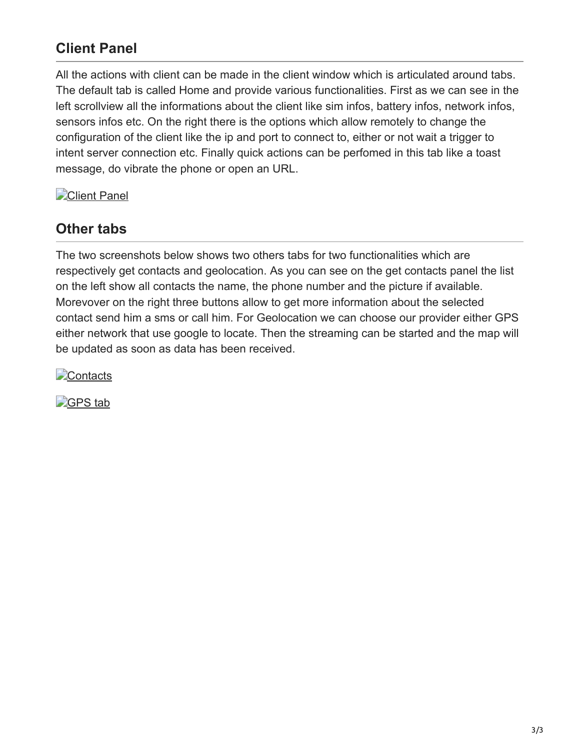## Client Panel

All the actions with client can be made in the client window which is articulated around tabs. The default tab is called Home and provide various functionalities. First as we can see in the left scrollview all the informations about the client like sim infos, battery infos, network infos, sensors infos etc. On the right there is the options which allow remotely to change the configuration of the client like the ip and port to connect to, either or not wait a trigger to intent server connection etc. Finally quick actions can be perfomed in this tab like a toast message, do vibrate the phone or open an URL.

Client Panel

## Other tabs

The two screenshots below shows two others tabs for two functionalities which are respectively get contacts and geolocation. As you can see on the get contacts panel the list on the left show all contacts the name, the phone number and the picture if available. Morevover on the right three buttons allow to get more information about the selected contact send him a sms or call him. For Geolocation we can choose our provider either GPS either network that use google to locate. Then the streaming can be started and the map will be updated as soon as data has been received.

Contacts

GPS tab